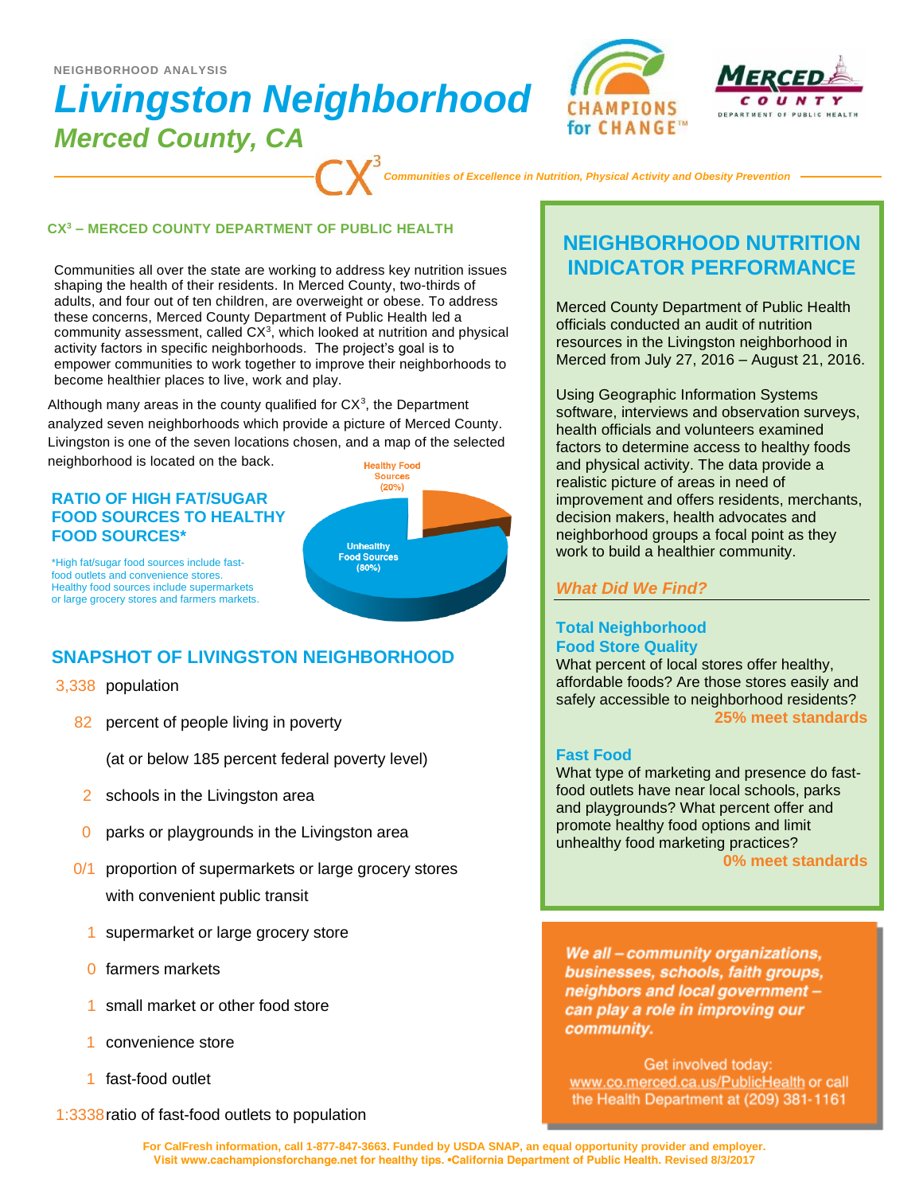NEIGHBORHOOD ANALYSIS

# Livingston Neighborhood

## Merced County, CA

CHAMPIONS for CHANGE™

MERCED COUNTY DEPARTMENT OF PUBLIC HEALTH

$CX^3$ *Communities of Excellence in Nutrition, Physical Activity and Obesity Prevention*

### CX³ – MERCED COUNTY DEPARTMENT OF PUBLIC HEALTH

Communities all over the state are working to address key nutrition issues shaping the health of their residents. In Merced County, two-thirds of adults, and four out of ten children, are overweight or obese. To address these concerns, Merced County Department of Public Health led a community assessment, called CX³, which looked at nutrition and physical activity factors in specific neighborhoods. The project's goal is to empower communities to work together to improve their neighborhoods to become healthier places to live, work and play.

Although many areas in the county qualified for CX³, the Department analyzed seven neighborhoods which provide a picture of Merced County. Livingston is one of the seven locations chosen, and a map of the selected neighborhood is located on the back.

### RATIO OF HIGH FAT/SUGAR FOOD SOURCES TO HEALTHY FOOD SOURCES*

*High fat/sugar food sources include fast-food outlets and convenience stores. Healthy food sources include supermarkets or large grocery stores and farmers markets.

Healthy Food Sources (20%)

Unhealthy Food Sources (80%)

### SNAPSHOT OF LIVINGSTON NEIGHBORHOOD

- 3,338 population
- 82 percent of people living in poverty (at or below 185 percent federal poverty level)
- 2 schools in the Livingston area
- 0 parks or playgrounds in the Livingston area
- 0/1 proportion of supermarkets or large grocery stores with convenient public transit
- 1 supermarket or large grocery store
- 0 farmers markets
- 1 small market or other food store
- 1 convenience store
- 1 fast-food outlet
- 1:3338 ratio of fast-food outlets to population

## NEIGHBORHOOD NUTRITION INDICATOR PERFORMANCE

Merced County Department of Public Health officials conducted an audit of nutrition resources in the Livingston neighborhood in Merced from July 27, 2016 – August 21, 2016.

Using Geographic Information Systems software, interviews and observation surveys, health officials and volunteers examined factors to determine access to healthy foods and physical activity. The data provide a realistic picture of areas in need of improvement and offers residents, merchants, decision makers, health advocates and neighborhood groups a focal point as they work to build a healthier community.

*What Did We Find?*

**Total Neighborhood Food Store Quality**

What percent of local stores offer healthy, affordable foods? Are those stores easily and safely accessible to neighborhood residents?

**25% meet standards**

**Fast Food**

What type of marketing and presence do fast-food outlets have near local schools, parks and playgrounds? What percent offer and promote healthy food options and limit unhealthy food marketing practices?

**0% meet standards**

***We all – community organizations, businesses, schools, faith groups, neighbors and local government – can play a role in improving our community.***

Get involved today: www.co.merced.ca.us/PublicHealth or call the Health Department at (209) 381-1161

**For CalFresh information, call 1-877-847-3663. Funded by USDA SNAP, an equal opportunity provider and employer. Visit www.cachampionsforchange.net for healthy tips. •California Department of Public Health. Revised 8/3/2017**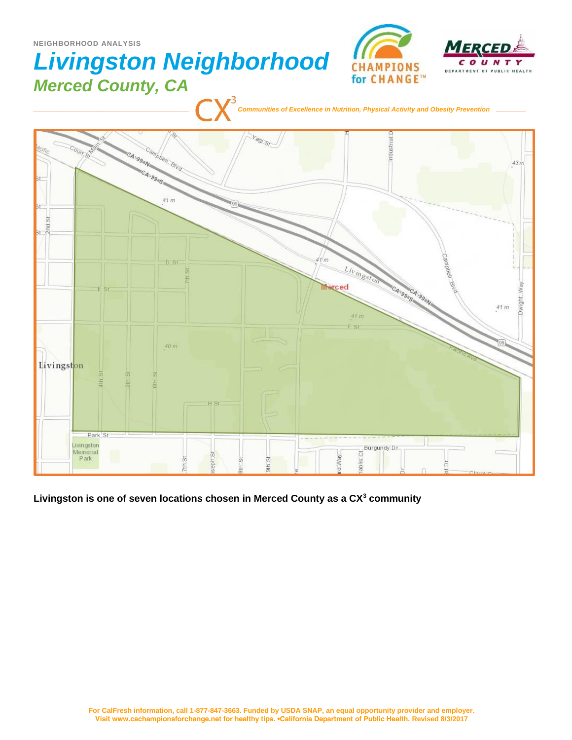NEIGHBORHOOD ANALYSIS

# Livingston Neighborhood

## Merced County, CA

*Communities of Excellence in Nutrition, Physical Activity and Obesity Prevention*

**Livingston is one of seven locations chosen in Merced County as a $CX^3$ community**

For CalFresh information, call 1-877-847-3663. Funded by USDA SNAP, an equal opportunity provider and employer. Visit www.cachampionsforchange.net for healthy tips. •California Department of Public Health. Revised 8/3/2017